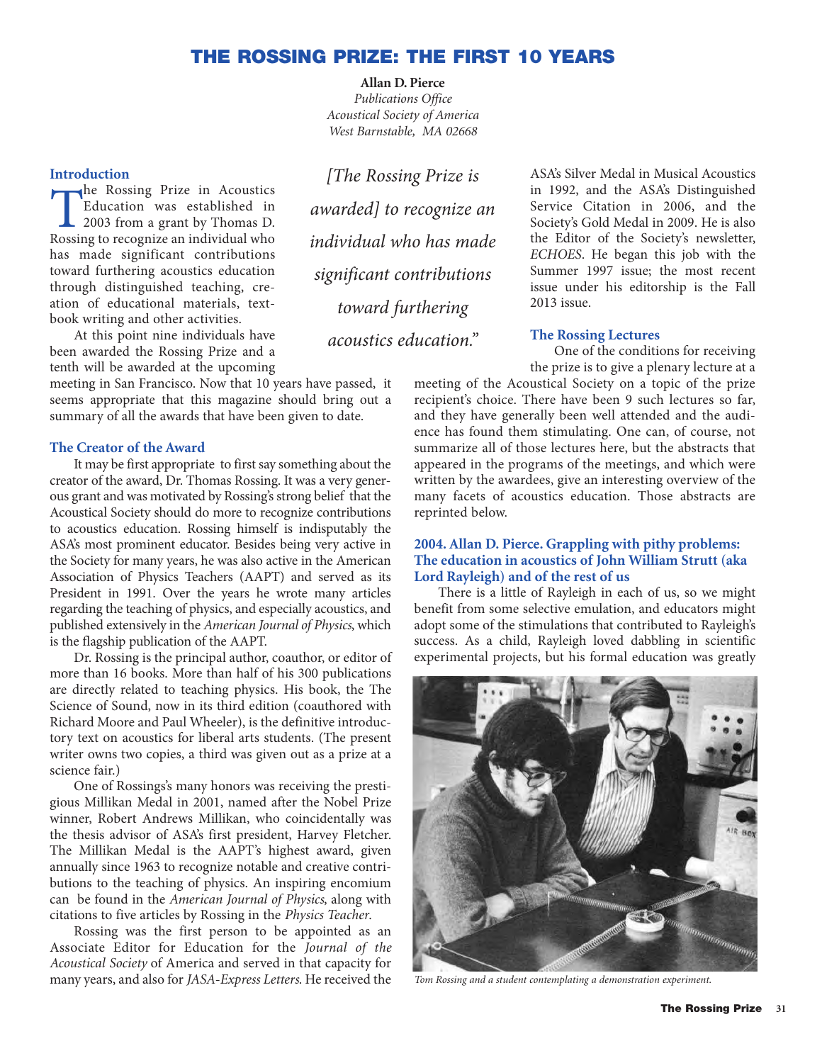# THE ROSSING PRIZE: THE FIRST 10 YEARS

**Allan D. Pierce**
*Publications Office*
*Acoustical Society of America*
*West Barnstable, MA 02668*

## Introduction

The Rossing Prize in Acoustics Education was established in 2003 from a grant by Thomas D. Rossing to recognize an individual who has made significant contributions toward furthering acoustics education through distinguished teaching, creation of educational materials, textbook writing and other activities.

At this point nine individuals have been awarded the Rossing Prize and a tenth will be awarded at the upcoming meeting in San Francisco. Now that 10 years have passed, it seems appropriate that this magazine should bring out a summary of all the awards that have been given to date.

*[The Rossing Prize is awarded] to recognize an individual who has made significant contributions toward furthering acoustics education."*

## The Creator of the Award

It may be first appropriate to first say something about the creator of the award, Dr. Thomas Rossing. It was a very generous grant and was motivated by Rossing's strong belief that the Acoustical Society should do more to recognize contributions to acoustics education. Rossing himself is indisputably the ASA's most prominent educator. Besides being very active in the Society for many years, he was also active in the American Association of Physics Teachers (AAPT) and served as its President in 1991. Over the years he wrote many articles regarding the teaching of physics, and especially acoustics, and published extensively in the *American Journal of Physics*, which is the flagship publication of the AAPT.

Dr. Rossing is the principal author, coauthor, or editor of more than 16 books. More than half of his 300 publications are directly related to teaching physics. His book, the The Science of Sound, now in its third edition (coauthored with Richard Moore and Paul Wheeler), is the definitive introductory text on acoustics for liberal arts students. (The present writer owns two copies, a third was given out as a prize at a science fair.)

One of Rossings's many honors was receiving the prestigious Millikan Medal in 2001, named after the Nobel Prize winner, Robert Andrews Millikan, who coincidentally was the thesis advisor of ASA's first president, Harvey Fletcher. The Millikan Medal is the AAPT's highest award, given annually since 1963 to recognize notable and creative contributions to the teaching of physics. An inspiring encomium can be found in the *American Journal of Physics*, along with citations to five articles by Rossing in the *Physics Teacher*.

Rossing was the first person to be appointed as an Associate Editor for Education for the *Journal of the Acoustical Society* of America and served in that capacity for many years, and also for *JASA-Express Letters*. He received the ASA's Silver Medal in Musical Acoustics in 1992, and the ASA's Distinguished Service Citation in 2006, and the Society's Gold Medal in 2009. He is also the Editor of the Society's newsletter, *ECHOES*. He began this job with the Summer 1997 issue; the most recent issue under his editorship is the Fall 2013 issue.

## The Rossing Lectures

One of the conditions for receiving the prize is to give a plenary lecture at a meeting of the Acoustical Society on a topic of the prize recipient's choice. There have been 9 such lectures so far, and they have generally been well attended and the audience has found them stimulating. One can, of course, not summarize all of those lectures here, but the abstracts that appeared in the programs of the meetings, and which were written by the awardees, give an interesting overview of the many facets of acoustics education. Those abstracts are reprinted below.

### 2004. Allan D. Pierce. Grappling with pithy problems: The education in acoustics of John William Strutt (aka Lord Rayleigh) and of the rest of us

There is a little of Rayleigh in each of us, so we might benefit from some selective emulation, and educators might adopt some of the stimulations that contributed to Rayleigh's success. As a child, Rayleigh loved dabbling in scientific experimental projects, but his formal education was greatly

*Tom Rossing and a student contemplating a demonstration experiment.*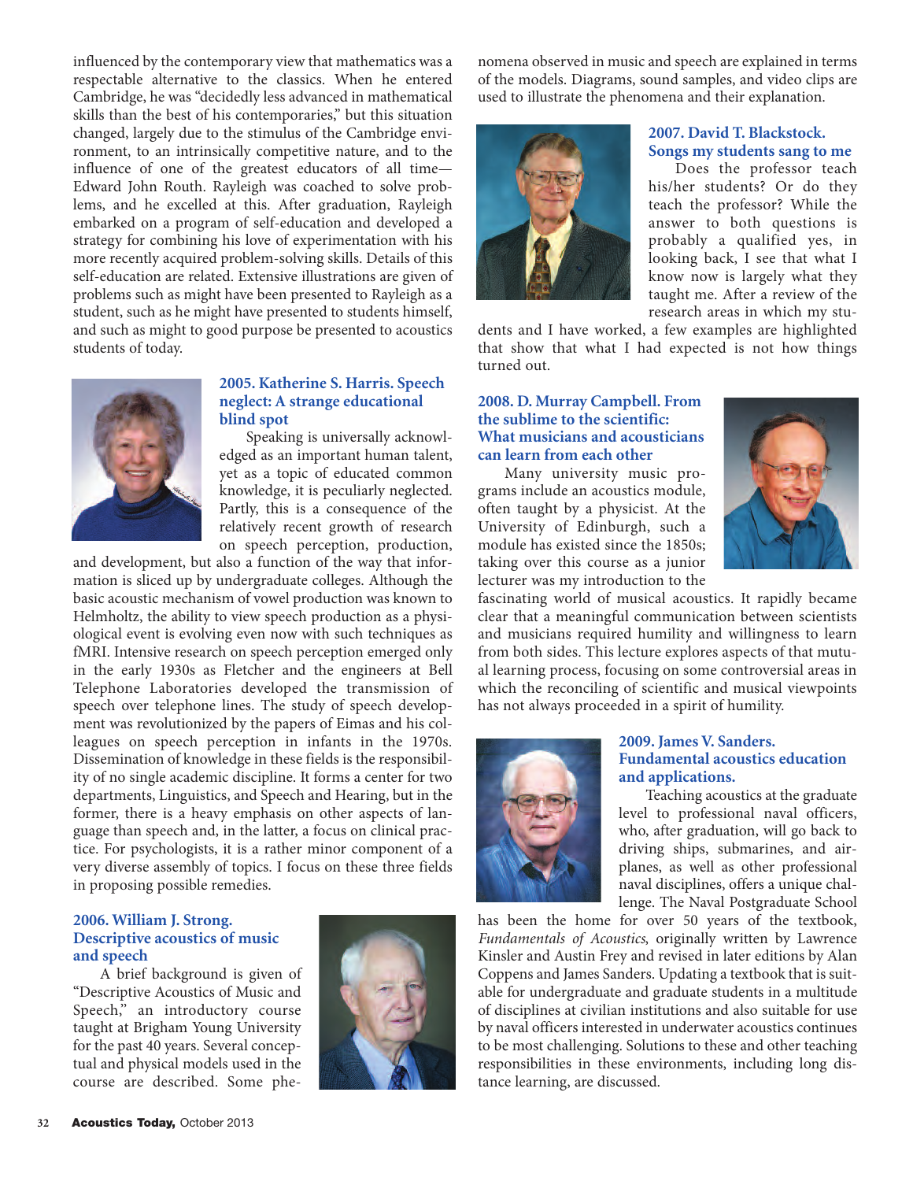influenced by the contemporary view that mathematics was a respectable alternative to the classics. When he entered Cambridge, he was "decidedly less advanced in mathematical skills than the best of his contemporaries," but this situation changed, largely due to the stimulus of the Cambridge environment, to an intrinsically competitive nature, and to the influence of one of the greatest educators of all time—Edward John Routh. Rayleigh was coached to solve problems, and he excelled at this. After graduation, Rayleigh embarked on a program of self-education and developed a strategy for combining his love of experimentation with his more recently acquired problem-solving skills. Details of this self-education are related. Extensive illustrations are given of problems such as might have been presented to Rayleigh as a student, such as he might have presented to students himself, and such as might to good purpose be presented to acoustics students of today.

### 2005. Katherine S. Harris. Speech neglect: A strange educational blind spot

Speaking is universally acknowledged as an important human talent, yet as a topic of educated common knowledge, it is peculiarly neglected. Partly, this is a consequence of the relatively recent growth of research on speech perception, production, and development, but also a function of the way that information is sliced up by undergraduate colleges. Although the basic acoustic mechanism of vowel production was known to Helmholtz, the ability to view speech production as a physiological event is evolving even now with such techniques as fMRI. Intensive research on speech perception emerged only in the early 1930s as Fletcher and the engineers at Bell Telephone Laboratories developed the transmission of speech over telephone lines. The study of speech development was revolutionized by the papers of Eimas and his colleagues on speech perception in infants in the 1970s. Dissemination of knowledge in these fields is the responsibility of no single academic discipline. It forms a center for two departments, Linguistics, and Speech and Hearing, but in the former, there is a heavy emphasis on other aspects of language than speech and, in the latter, a focus on clinical practice. For psychologists, it is a rather minor component of a very diverse assembly of topics. I focus on these three fields in proposing possible remedies.

### 2006. William J. Strong. Descriptive acoustics of music and speech

A brief background is given of "Descriptive Acoustics of Music and Speech," an introductory course taught at Brigham Young University for the past 40 years. Several conceptual and physical models used in the course are described. Some phenomena observed in music and speech are explained in terms of the models. Diagrams, sound samples, and video clips are used to illustrate the phenomena and their explanation.

### 2007. David T. Blackstock. Songs my students sang to me

Does the professor teach his/her students? Or do they teach the professor? While the answer to both questions is probably a qualified yes, in looking back, I see that what I know now is largely what they taught me. After a review of the research areas in which my students and I have worked, a few examples are highlighted that show that what I had expected is not how things turned out.

### 2008. D. Murray Campbell. From the sublime to the scientific: What musicians and acousticians can learn from each other

Many university music programs include an acoustics module, often taught by a physicist. At the University of Edinburgh, such a module has existed since the 1850s; taking over this course as a junior lecturer was my introduction to the fascinating world of musical acoustics. It rapidly became clear that a meaningful communication between scientists and musicians required humility and willingness to learn from both sides. This lecture explores aspects of that mutual learning process, focusing on some controversial areas in which the reconciling of scientific and musical viewpoints has not always proceeded in a spirit of humility.

### 2009. James V. Sanders. Fundamental acoustics education and applications.

Teaching acoustics at the graduate level to professional naval officers, who, after graduation, will go back to driving ships, submarines, and airplanes, as well as other professional naval disciplines, offers a unique challenge. The Naval Postgraduate School has been the home for over 50 years of the textbook, *Fundamentals of Acoustics*, originally written by Lawrence Kinsler and Austin Frey and revised in later editions by Alan Coppens and James Sanders. Updating a textbook that is suitable for undergraduate and graduate students in a multitude of disciplines at civilian institutions and also suitable for use by naval officers interested in underwater acoustics continues to be most challenging. Solutions to these and other teaching responsibilities in these environments, including long distance learning, are discussed.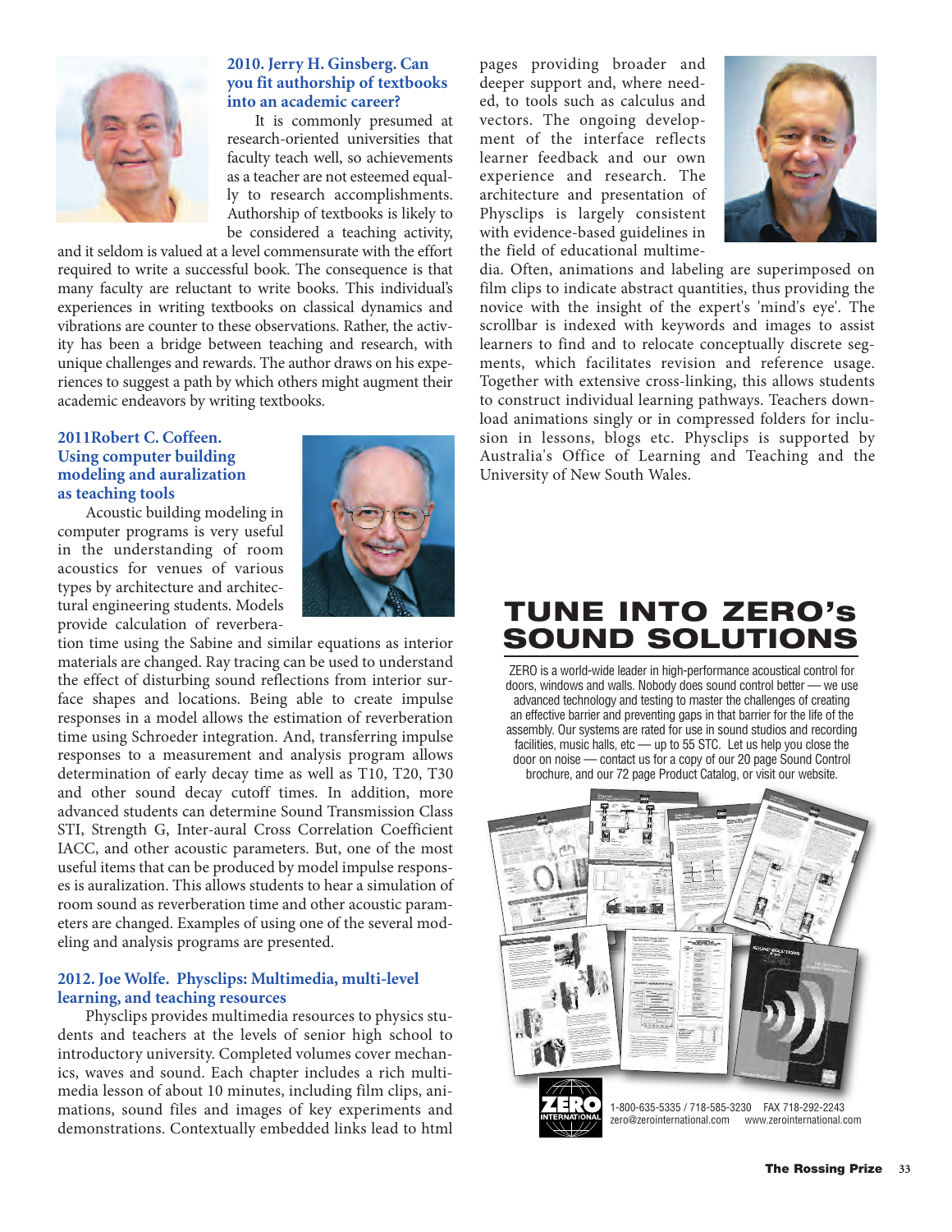### 2010. Jerry H. Ginsberg. Can you fit authorship of textbooks into an academic career?

It is commonly presumed at research-oriented universities that faculty teach well, so achievements as a teacher are not esteemed equally to research accomplishments. Authorship of textbooks is likely to be considered a teaching activity, and it seldom is valued at a level commensurate with the effort required to write a successful book. The consequence is that many faculty are reluctant to write books. This individual's experiences in writing textbooks on classical dynamics and vibrations are counter to these observations. Rather, the activity has been a bridge between teaching and research, with unique challenges and rewards. The author draws on his experiences to suggest a path by which others might augment their academic endeavors by writing textbooks.

### 2011Robert C. Coffeen. Using computer building modeling and auralization as teaching tools

Acoustic building modeling in computer programs is very useful in the understanding of room acoustics for venues of various types by architecture and architectural engineering students. Models provide calculation of reverberation time using the Sabine and similar equations as interior materials are changed. Ray tracing can be used to understand the effect of disturbing sound reflections from interior surface shapes and locations. Being able to create impulse responses in a model allows the estimation of reverberation time using Schroeder integration. And, transferring impulse responses to a measurement and analysis program allows determination of early decay time as well as T10, T20, T30 and other sound decay cutoff times. In addition, more advanced students can determine Sound Transmission Class STI, Strength G, Inter-aural Cross Correlation Coefficient IACC, and other acoustic parameters. But, one of the most useful items that can be produced by model impulse responses is auralization. This allows students to hear a simulation of room sound as reverberation time and other acoustic parameters are changed. Examples of using one of the several modeling and analysis programs are presented.

### 2012. Joe Wolfe. Physclips: Multimedia, multi-level learning, and teaching resources

Physclips provides multimedia resources to physics students and teachers at the levels of senior high school to introductory university. Completed volumes cover mechanics, waves and sound. Each chapter includes a rich multimedia lesson of about 10 minutes, including film clips, animations, sound files and images of key experiments and demonstrations. Contextually embedded links lead to html pages providing broader and deeper support and, where needed, to tools such as calculus and vectors. The ongoing development of the interface reflects learner feedback and our own experience and research. The architecture and presentation of Physclips is largely consistent with evidence-based guidelines in the field of educational multimedia. Often, animations and labeling are superimposed on film clips to indicate abstract quantities, thus providing the novice with the insight of the expert's 'mind's eye'. The scrollbar is indexed with keywords and images to assist learners to find and to relocate conceptually discrete segments, which facilitates revision and reference usage. Together with extensive cross-linking, this allows students to construct individual learning pathways. Teachers download animations singly or in compressed folders for inclusion in lessons, blogs etc. Physclips is supported by Australia's Office of Learning and Teaching and the University of New South Wales.

## TUNE INTO ZERO's SOUND SOLUTIONS

ZERO is a world-wide leader in high-performance acoustical control for doors, windows and walls. Nobody does sound control better — we use advanced technology and testing to master the challenges of creating an effective barrier and preventing gaps in that barrier for the life of the assembly. Our systems are rated for use in sound studios and recording facilities, music halls, etc — up to 55 STC. Let us help you close the door on noise — contact us for a copy of our 20 page Sound Control brochure, and our 72 page Product Catalog, or visit our website.

ZERO INTERNATIONAL

1-800-635-5335 / 718-585-3230 FAX 718-292-2243
zero@zerointernational.com www.zerointernational.com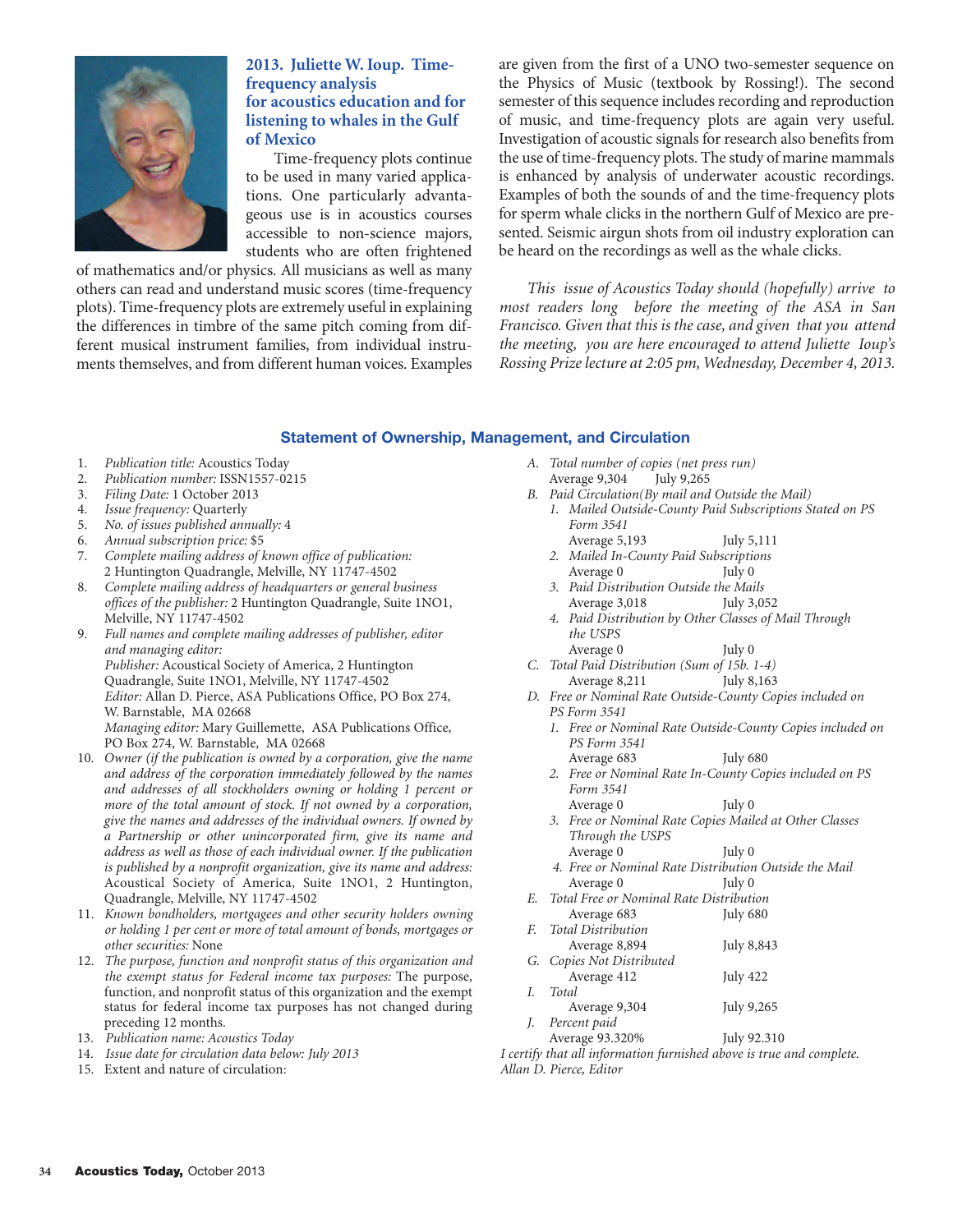### 2013. Juliette W. Ioup. Time-frequency analysis for acoustics education and for listening to whales in the Gulf of Mexico

Time-frequency plots continue to be used in many varied applications. One particularly advantageous use is in acoustics courses accessible to non-science majors, students who are often frightened of mathematics and/or physics. All musicians as well as many others can read and understand music scores (time-frequency plots). Time-frequency plots are extremely useful in explaining the differences in timbre of the same pitch coming from different musical instrument families, from individual instruments themselves, and from different human voices. Examples are given from the first of a UNO two-semester sequence on the Physics of Music (textbook by Rossing!). The second semester of this sequence includes recording and reproduction of music, and time-frequency plots are again very useful. Investigation of acoustic signals for research also benefits from the use of time-frequency plots. The study of marine mammals is enhanced by analysis of underwater acoustic recordings. Examples of both the sounds of and the time-frequency plots for sperm whale clicks in the northern Gulf of Mexico are presented. Seismic airgun shots from oil industry exploration can be heard on the recordings as well as the whale clicks.

*This issue of Acoustics Today should (hopefully) arrive to most readers long before the meeting of the ASA in San Francisco. Given that this is the case, and given that you attend the meeting, you are here encouraged to attend Juliette Ioup's Rossing Prize lecture at 2:05 pm, Wednesday, December 4, 2013.*

## Statement of Ownership, Management, and Circulation

1. *Publication title:* Acoustics Today
2. *Publication number:* ISSN1557-0215
3. *Filing Date:* 1 October 2013
4. *Issue frequency:* Quarterly
5. *No. of issues published annually:* 4
6. *Annual subscription price:* $5
7. *Complete mailing address of known office of publication:* 2 Huntington Quadrangle, Melville, NY 11747-4502
8. *Complete mailing address of headquarters or general business offices of the publisher:* 2 Huntington Quadrangle, Suite 1NO1, Melville, NY 11747-4502
9. *Full names and complete mailing addresses of publisher, editor and managing editor:*
   *Publisher:* Acoustical Society of America, 2 Huntington Quadrangle, Suite 1NO1, Melville, NY 11747-4502
   *Editor:* Allan D. Pierce, ASA Publications Office, PO Box 274, W. Barnstable, MA 02668
   *Managing editor:* Mary Guillemette, ASA Publications Office, PO Box 274, W. Barnstable, MA 02668
10. *Owner (if the publication is owned by a corporation, give the name and address of the corporation immediately followed by the names and addresses of all stockholders owning or holding 1 percent or more of the total amount of stock. If not owned by a corporation, give the names and addresses of the individual owners. If owned by a Partnership or other unincorporated firm, give its name and address as well as those of each individual owner. If the publication is published by a nonprofit organization, give its name and address:* Acoustical Society of America, Suite 1NO1, 2 Huntington, Quadrangle, Melville, NY 11747-4502
11. *Known bondholders, mortgagees and other security holders owning or holding 1 per cent or more of total amount of bonds, mortgages or other securities:* None
12. *The purpose, function and nonprofit status of this organization and the exempt status for Federal income tax purposes:* The purpose, function, and nonprofit status of this organization and the exempt status for federal income tax purposes has not changed during preceding 12 months.
13. *Publication name: Acoustics Today*
14. *Issue date for circulation data below: July 2013*
15. Extent and nature of circulation:

A. *Total number of copies (net press run)*
   Average 9,304 July 9,265

B. *Paid Circulation(By mail and Outside the Mail)*
   1. *Mailed Outside-County Paid Subscriptions Stated on PS Form 3541*
      Average 5,193 July 5,111
   2. *Mailed In-County Paid Subscriptions*
      Average 0 July 0
   3. *Paid Distribution Outside the Mails*
      Average 3,018 July 3,052
   4. *Paid Distribution by Other Classes of Mail Through the USPS*
      Average 0 July 0

C. *Total Paid Distribution (Sum of 15b. 1-4)*
   Average 8,211 July 8,163

D. *Free or Nominal Rate Outside-County Copies included on PS Form 3541*
   1. *Free or Nominal Rate Outside-County Copies included on PS Form 3541*
      Average 683 July 680
   2. *Free or Nominal Rate In-County Copies included on PS Form 3541*
      Average 0 July 0
   3. *Free or Nominal Rate Copies Mailed at Other Classes Through the USPS*
      Average 0 July 0
   4. *Free or Nominal Rate Distribution Outside the Mail*
      Average 0 July 0

E. *Total Free or Nominal Rate Distribution*
   Average 683 July 680

F. *Total Distribution*
   Average 8,894 July 8,843

G. *Copies Not Distributed*
   Average 412 July 422

I. *Total*
   Average 9,304 July 9,265

J. *Percent paid*
   Average 93.320% July 92.310

*I certify that all information furnished above is true and complete.*
*Allan D. Pierce, Editor*